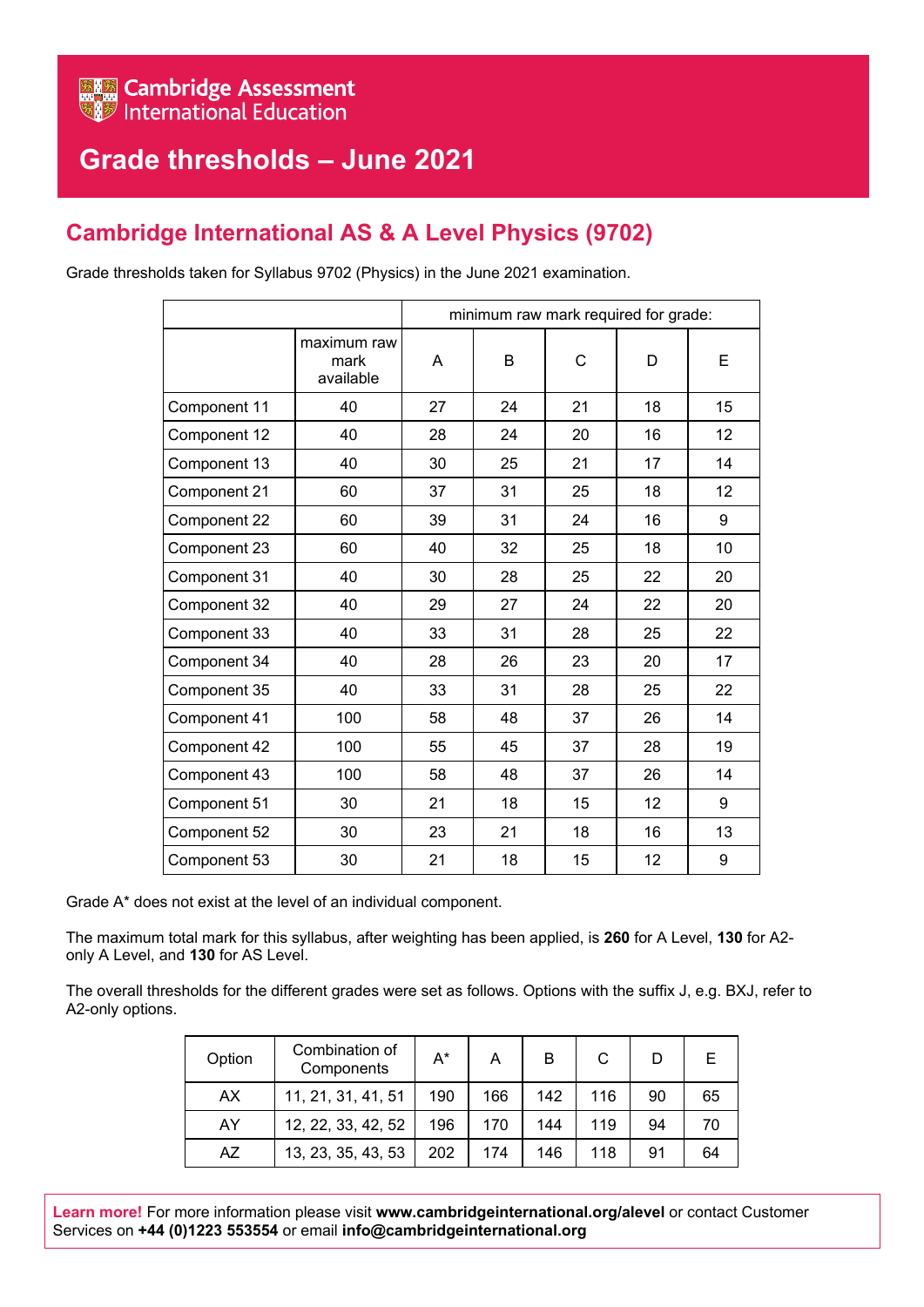Cambridge Assessment International Education

# Grade thresholds – June 2021

## Cambridge International AS & A Level Physics (9702)

Grade thresholds taken for Syllabus 9702 (Physics) in the June 2021 examination.

| | | minimum raw mark required for grade: | | | | |
|---|---|---|---|---|---|---|
| | maximum raw mark available | A | B | C | D | E |
| Component 11 | 40 | 27 | 24 | 21 | 18 | 15 |
| Component 12 | 40 | 28 | 24 | 20 | 16 | 12 |
| Component 13 | 40 | 30 | 25 | 21 | 17 | 14 |
| Component 21 | 60 | 37 | 31 | 25 | 18 | 12 |
| Component 22 | 60 | 39 | 31 | 24 | 16 | 9 |
| Component 23 | 60 | 40 | 32 | 25 | 18 | 10 |
| Component 31 | 40 | 30 | 28 | 25 | 22 | 20 |
| Component 32 | 40 | 29 | 27 | 24 | 22 | 20 |
| Component 33 | 40 | 33 | 31 | 28 | 25 | 22 |
| Component 34 | 40 | 28 | 26 | 23 | 20 | 17 |
| Component 35 | 40 | 33 | 31 | 28 | 25 | 22 |
| Component 41 | 100 | 58 | 48 | 37 | 26 | 14 |
| Component 42 | 100 | 55 | 45 | 37 | 28 | 19 |
| Component 43 | 100 | 58 | 48 | 37 | 26 | 14 |
| Component 51 | 30 | 21 | 18 | 15 | 12 | 9 |
| Component 52 | 30 | 23 | 21 | 18 | 16 | 13 |
| Component 53 | 30 | 21 | 18 | 15 | 12 | 9 |

Grade A* does not exist at the level of an individual component.

The maximum total mark for this syllabus, after weighting has been applied, is **260** for A Level, **130** for A2-only A Level, and **130** for AS Level.

The overall thresholds for the different grades were set as follows. Options with the suffix J, e.g. BXJ, refer to A2-only options.

| Option | Combination of Components | A* | A | B | C | D | E |
|---|---|---|---|---|---|---|---|
| AX | 11, 21, 31, 41, 51 | 190 | 166 | 142 | 116 | 90 | 65 |
| AY | 12, 22, 33, 42, 52 | 196 | 170 | 144 | 119 | 94 | 70 |
| AZ | 13, 23, 35, 43, 53 | 202 | 174 | 146 | 118 | 91 | 64 |

**Learn more!** For more information please visit **www.cambridgeinternational.org/alevel** or contact Customer Services on **+44 (0)1223 553554** or email **info@cambridgeinternational.org**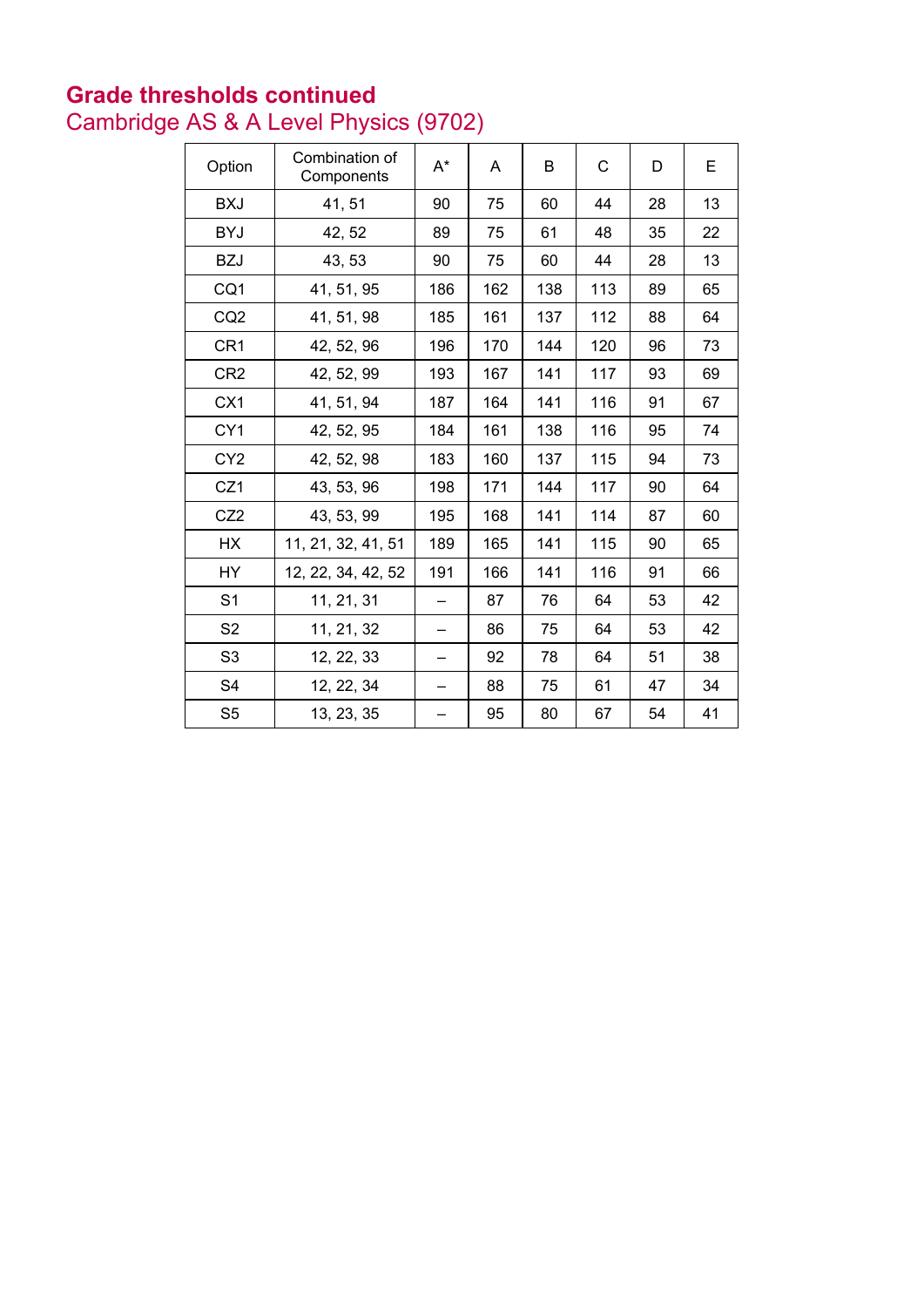## Grade thresholds continued

Cambridge AS & A Level Physics (9702)

| Option | Combination of Components | A* | A | B | C | D | E |
|---|---|---|---|---|---|---|---|
| BXJ | 41, 51 | 90 | 75 | 60 | 44 | 28 | 13 |
| BYJ | 42, 52 | 89 | 75 | 61 | 48 | 35 | 22 |
| BZJ | 43, 53 | 90 | 75 | 60 | 44 | 28 | 13 |
| CQ1 | 41, 51, 95 | 186 | 162 | 138 | 113 | 89 | 65 |
| CQ2 | 41, 51, 98 | 185 | 161 | 137 | 112 | 88 | 64 |
| CR1 | 42, 52, 96 | 196 | 170 | 144 | 120 | 96 | 73 |
| CR2 | 42, 52, 99 | 193 | 167 | 141 | 117 | 93 | 69 |
| CX1 | 41, 51, 94 | 187 | 164 | 141 | 116 | 91 | 67 |
| CY1 | 42, 52, 95 | 184 | 161 | 138 | 116 | 95 | 74 |
| CY2 | 42, 52, 98 | 183 | 160 | 137 | 115 | 94 | 73 |
| CZ1 | 43, 53, 96 | 198 | 171 | 144 | 117 | 90 | 64 |
| CZ2 | 43, 53, 99 | 195 | 168 | 141 | 114 | 87 | 60 |
| HX | 11, 21, 32, 41, 51 | 189 | 165 | 141 | 115 | 90 | 65 |
| HY | 12, 22, 34, 42, 52 | 191 | 166 | 141 | 116 | 91 | 66 |
| S1 | 11, 21, 31 | – | 87 | 76 | 64 | 53 | 42 |
| S2 | 11, 21, 32 | – | 86 | 75 | 64 | 53 | 42 |
| S3 | 12, 22, 33 | – | 92 | 78 | 64 | 51 | 38 |
| S4 | 12, 22, 34 | – | 88 | 75 | 61 | 47 | 34 |
| S5 | 13, 23, 35 | – | 95 | 80 | 67 | 54 | 41 |